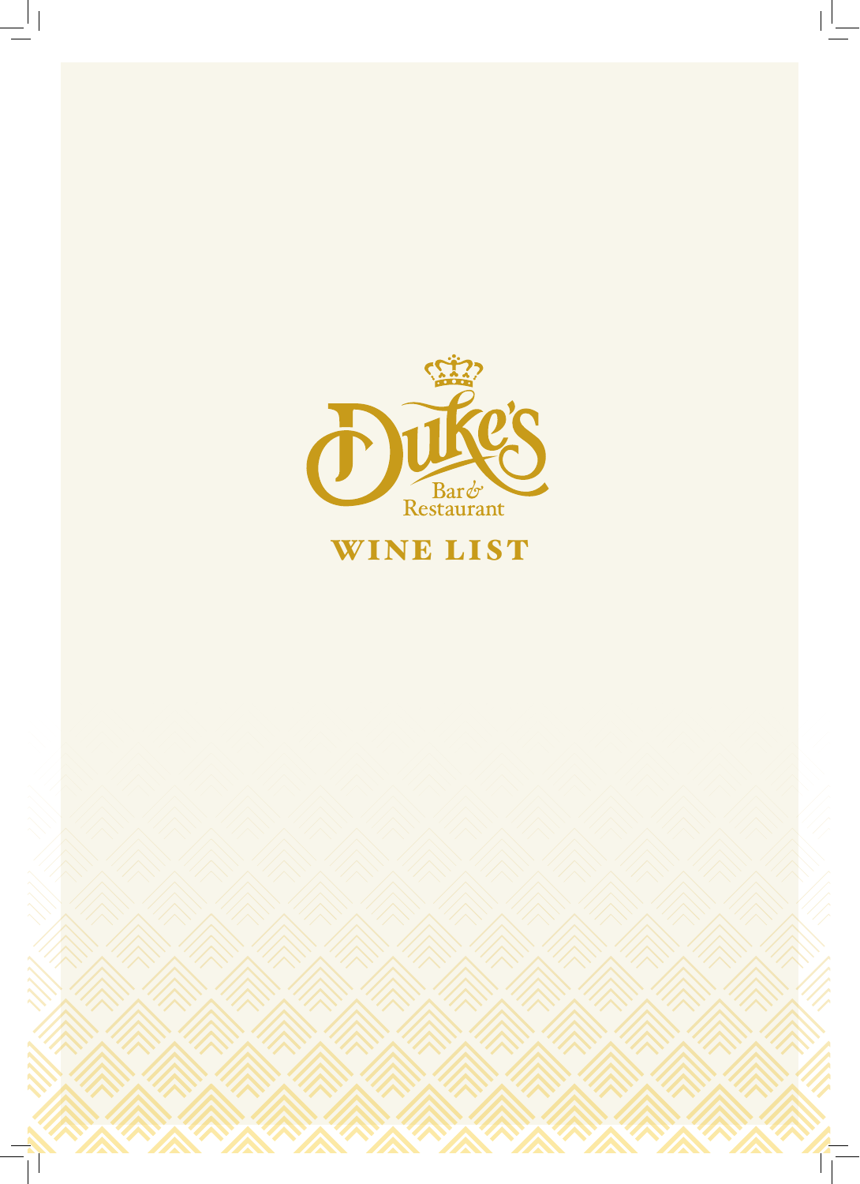# Duke's

Bar & Restaurant

## WINE LIST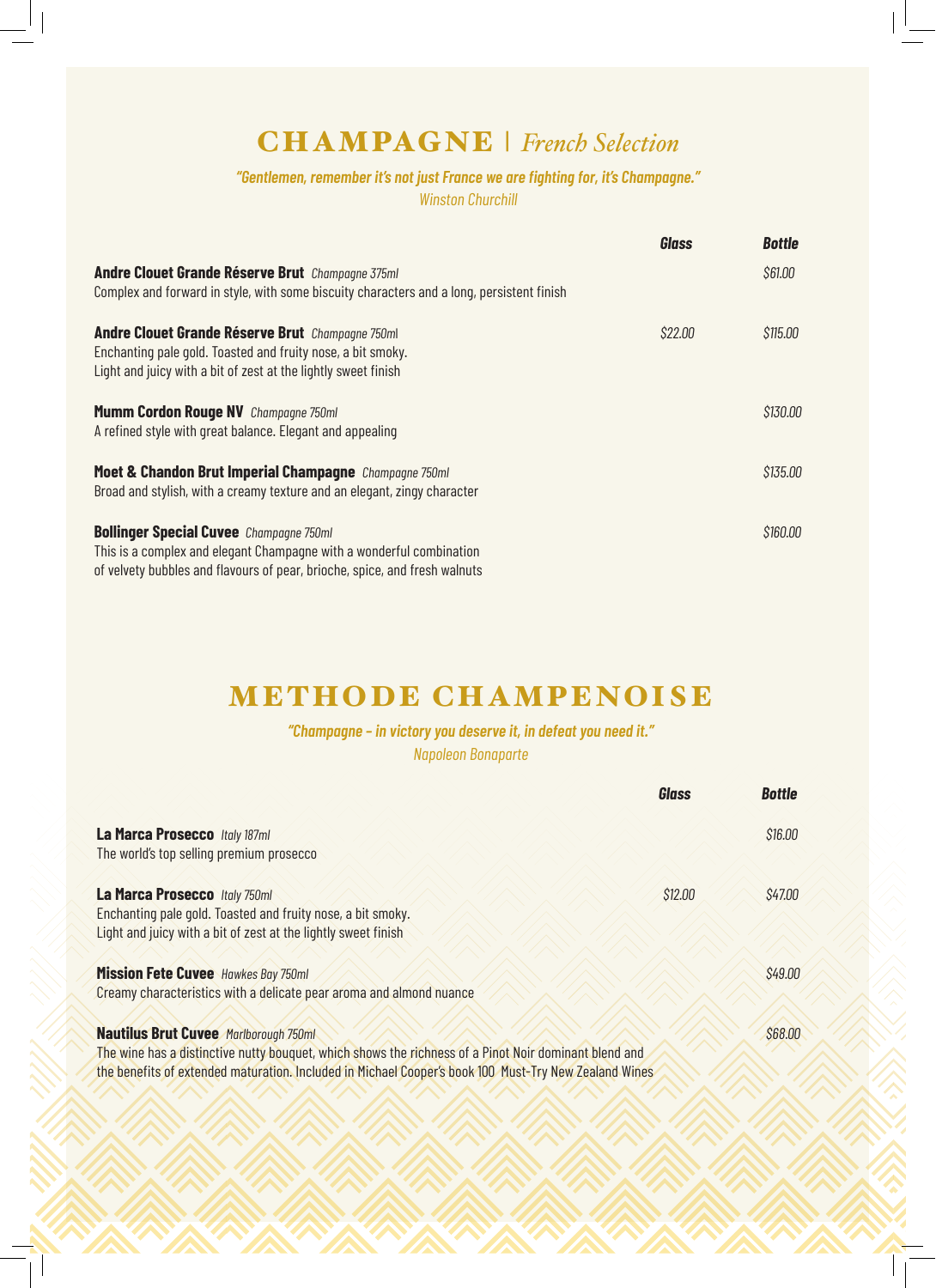# CHAMPAGNE | *French Selection*

***"Gentlemen, remember it's not just France we are fighting for, it's Champagne."***
*Winston Churchill*

| | Glass | Bottle |
|---|---|---|
| **Andre Clouet Grande Réserve Brut** *Champagne 375ml*<br>Complex and forward in style, with some biscuity characters and a long, persistent finish | | $61.00 |
| **Andre Clouet Grande Réserve Brut** *Champagne 750ml*<br>Enchanting pale gold. Toasted and fruity nose, a bit smoky.<br>Light and juicy with a bit of zest at the lightly sweet finish | $22.00 | $115.00 |
| **Mumm Cordon Rouge NV** *Champagne 750ml*<br>A refined style with great balance. Elegant and appealing | | $130.00 |
| **Moet & Chandon Brut Imperial Champagne** *Champagne 750ml*<br>Broad and stylish, with a creamy texture and an elegant, zingy character | | $135.00 |
| **Bollinger Special Cuvee** *Champagne 750ml*<br>This is a complex and elegant Champagne with a wonderful combination of velvety bubbles and flavours of pear, brioche, spice, and fresh walnuts | | $160.00 |

# METHODE CHAMPENOISE

***"Champagne – in victory you deserve it, in defeat you need it."***
*Napoleon Bonaparte*

| | Glass | Bottle |
|---|---|---|
| **La Marca Prosecco** *Italy 187ml*<br>The world's top selling premium prosecco | | $16.00 |
| **La Marca Prosecco** *Italy 750ml*<br>Enchanting pale gold. Toasted and fruity nose, a bit smoky.<br>Light and juicy with a bit of zest at the lightly sweet finish | $12.00 | $47.00 |
| **Mission Fete Cuvee** *Hawkes Bay 750ml*<br>Creamy characteristics with a delicate pear aroma and almond nuance | | $49.00 |
| **Nautilus Brut Cuvee** *Marlborough 750ml*<br>The wine has a distinctive nutty bouquet, which shows the richness of a Pinot Noir dominant blend and the benefits of extended maturation. Included in Michael Cooper's book 100 Must-Try New Zealand Wines | | $68.00 |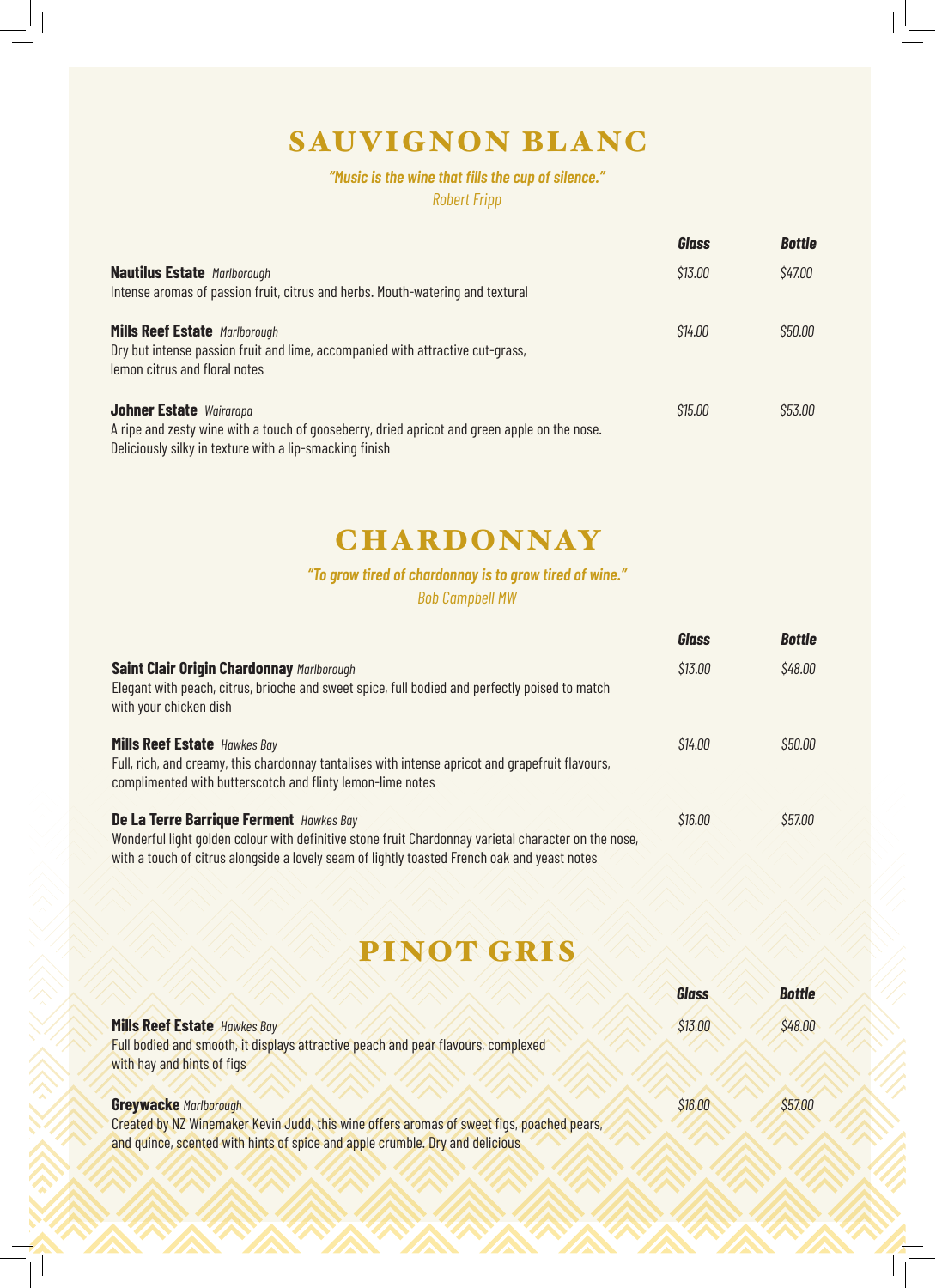# SAUVIGNON BLANC

***"Music is the wine that fills the cup of silence."***
*Robert Fripp*

| | *Glass* | *Bottle* |
|---|---|---|
| **Nautilus Estate** *Marlborough*<br>Intense aromas of passion fruit, citrus and herbs. Mouth-watering and textural | *$13.00* | *$47.00* |
| **Mills Reef Estate** *Marlborough*<br>Dry but intense passion fruit and lime, accompanied with attractive cut-grass, lemon citrus and floral notes | *$14.00* | *$50.00* |
| **Johner Estate** *Wairarapa*<br>A ripe and zesty wine with a touch of gooseberry, dried apricot and green apple on the nose. Deliciously silky in texture with a lip-smacking finish | *$15.00* | *$53.00* |

# CHARDONNAY

***"To grow tired of chardonnay is to grow tired of wine."***
*Bob Campbell MW*

| | *Glass* | *Bottle* |
|---|---|---|
| **Saint Clair Origin Chardonnay** *Marlborough*<br>Elegant with peach, citrus, brioche and sweet spice, full bodied and perfectly poised to match with your chicken dish | *$13.00* | *$48.00* |
| **Mills Reef Estate** *Hawkes Bay*<br>Full, rich, and creamy, this chardonnay tantalises with intense apricot and grapefruit flavours, complimented with butterscotch and flinty lemon-lime notes | *$14.00* | *$50.00* |
| **De La Terre Barrique Ferment** *Hawkes Bay*<br>Wonderful light golden colour with definitive stone fruit Chardonnay varietal character on the nose, with a touch of citrus alongside a lovely seam of lightly toasted French oak and yeast notes | *$16.00* | *$57.00* |

# PINOT GRIS

| | *Glass* | *Bottle* |
|---|---|---|
| **Mills Reef Estate** *Hawkes Bay*<br>Full bodied and smooth, it displays attractive peach and pear flavours, complexed with hay and hints of figs | *$13.00* | *$48.00* |
| **Greywacke** *Marlborough*<br>Created by NZ Winemaker Kevin Judd, this wine offers aromas of sweet figs, poached pears, and quince, scented with hints of spice and apple crumble. Dry and delicious | *$16.00* | *$57.00* |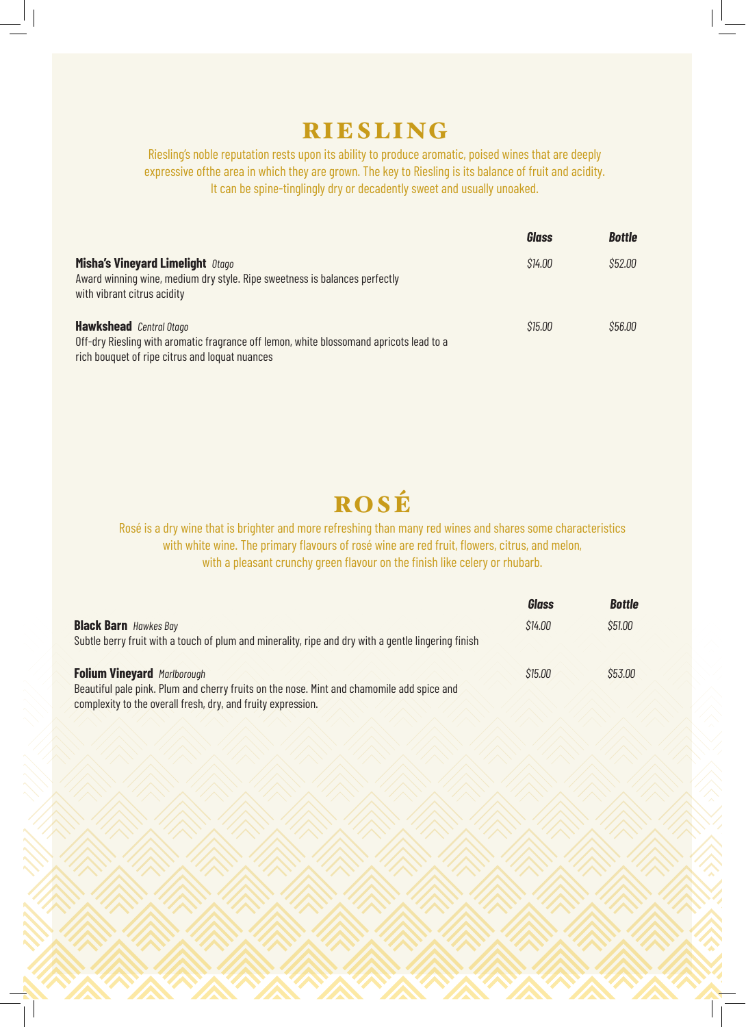# RIESLING

Riesling's noble reputation rests upon its ability to produce aromatic, poised wines that are deeply expressive ofthe area in which they are grown. The key to Riesling is its balance of fruit and acidity. It can be spine-tinglingly dry or decadently sweet and usually unoaked.

| | Glass | Bottle |
|---|---|---|
| **Misha's Vineyard Limelight** *Otago*<br>Award winning wine, medium dry style. Ripe sweetness is balances perfectly with vibrant citrus acidity | *$14.00* | *$52.00* |
| **Hawkshead** *Central Otago*<br>Off-dry Riesling with aromatic fragrance off lemon, white blossomand apricots lead to a rich bouquet of ripe citrus and loquat nuances | *$15.00* | *$56.00* |

# ROSÉ

Rosé is a dry wine that is brighter and more refreshing than many red wines and shares some characteristics with white wine. The primary flavours of rosé wine are red fruit, flowers, citrus, and melon, with a pleasant crunchy green flavour on the finish like celery or rhubarb.

| | Glass | Bottle |
|---|---|---|
| **Black Barn** *Hawkes Bay*<br>Subtle berry fruit with a touch of plum and minerality, ripe and dry with a gentle lingering finish | *$14.00* | *$51.00* |
| **Folium Vineyard** *Marlborough*<br>Beautiful pale pink. Plum and cherry fruits on the nose. Mint and chamomile add spice and complexity to the overall fresh, dry, and fruity expression. | *$15.00* | *$53.00* |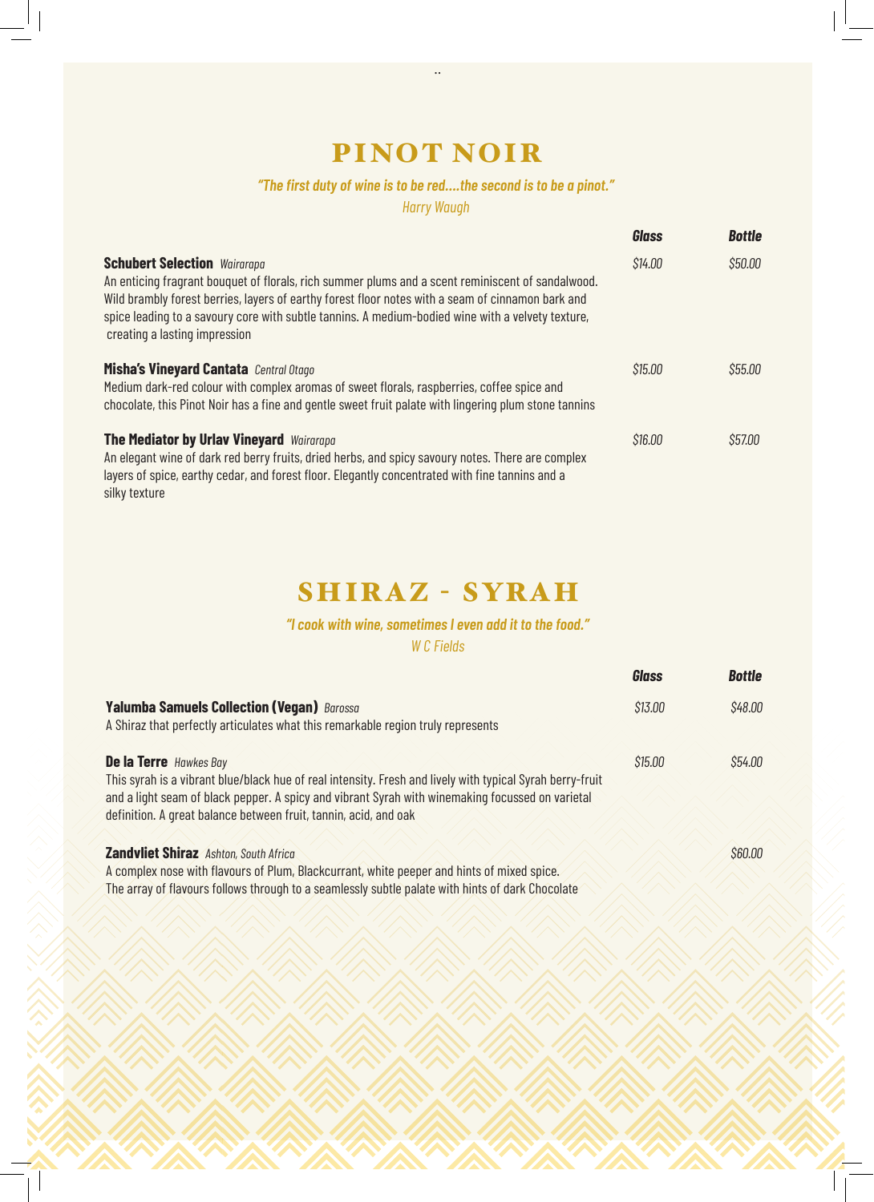# PINOT NOIR

*"The first duty of wine is to be red....the second is to be a pinot."*

*Harry Waugh*

| | Glass | Bottle |
|---|---|---|
| **Schubert Selection** *Wairarapa*<br>An enticing fragrant bouquet of florals, rich summer plums and a scent reminiscent of sandalwood. Wild brambly forest berries, layers of earthy forest floor notes with a seam of cinnamon bark and spice leading to a savoury core with subtle tannins. A medium-bodied wine with a velvety texture, creating a lasting impression | $14.00 | $50.00 |
| **Misha's Vineyard Cantata** *Central Otago*<br>Medium dark-red colour with complex aromas of sweet florals, raspberries, coffee spice and chocolate, this Pinot Noir has a fine and gentle sweet fruit palate with lingering plum stone tannins | $15.00 | $55.00 |
| **The Mediator by Urlav Vineyard** *Wairarapa*<br>An elegant wine of dark red berry fruits, dried herbs, and spicy savoury notes. There are complex layers of spice, earthy cedar, and forest floor. Elegantly concentrated with fine tannins and a silky texture | $16.00 | $57.00 |

# SHIRAZ - SYRAH

*"I cook with wine, sometimes I even add it to the food."*

*W C Fields*

| | Glass | Bottle |
|---|---|---|
| **Yalumba Samuels Collection (Vegan)** *Barossa*<br>A Shiraz that perfectly articulates what this remarkable region truly represents | $13.00 | $48.00 |
| **De la Terre** *Hawkes Bay*<br>This syrah is a vibrant blue/black hue of real intensity. Fresh and lively with typical Syrah berry-fruit and a light seam of black pepper. A spicy and vibrant Syrah with winemaking focussed on varietal definition. A great balance between fruit, tannin, acid, and oak | $15.00 | $54.00 |
| **Zandvliet Shiraz** *Ashton, South Africa*<br>A complex nose with flavours of Plum, Blackcurrant, white peeper and hints of mixed spice. The array of flavours follows through to a seamlessly subtle palate with hints of dark Chocolate | | $60.00 |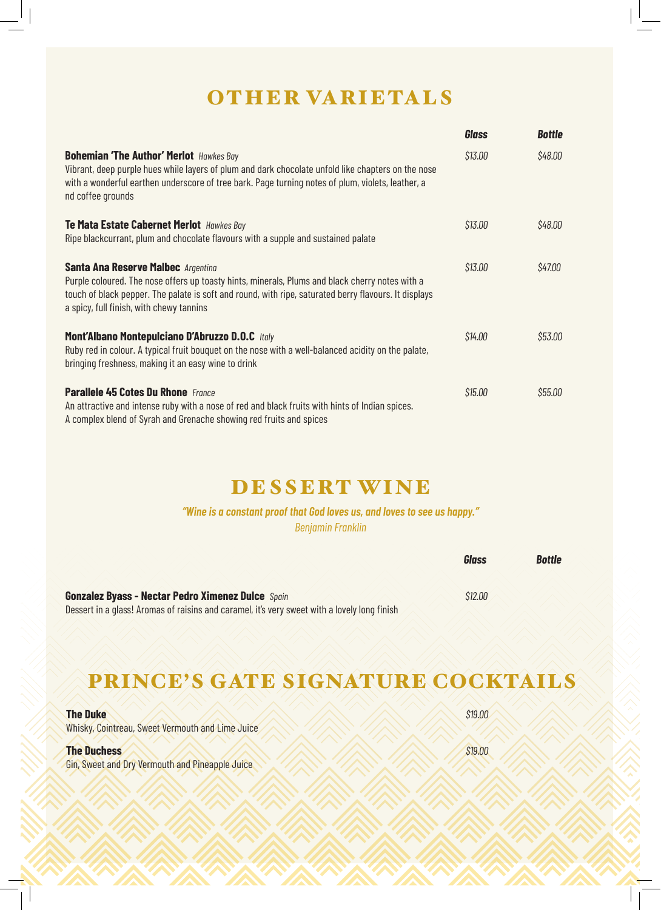# OTHER VARIETALS

| | *Glass* | *Bottle* |
|---|---|---|
| **Bohemian 'The Author' Merlot** *Hawkes Bay*<br>Vibrant, deep purple hues while layers of plum and dark chocolate unfold like chapters on the nose with a wonderful earthen underscore of tree bark. Page turning notes of plum, violets, leather, a nd coffee grounds | *$13.00* | *$48.00* |
| **Te Mata Estate Cabernet Merlot** *Hawkes Bay*<br>Ripe blackcurrant, plum and chocolate flavours with a supple and sustained palate | *$13.00* | *$48.00* |
| **Santa Ana Reserve Malbec** *Argentina*<br>Purple coloured. The nose offers up toasty hints, minerals, Plums and black cherry notes with a touch of black pepper. The palate is soft and round, with ripe, saturated berry flavours. It displays a spicy, full finish, with chewy tannins | *$13.00* | *$47.00* |
| **Mont'Albano Montepulciano D'Abruzzo D.O.C** *Italy*<br>Ruby red in colour. A typical fruit bouquet on the nose with a well-balanced acidity on the palate, bringing freshness, making it an easy wine to drink | *$14.00* | *$53.00* |
| **Parallele 45 Cotes Du Rhone** *France*<br>An attractive and intense ruby with a nose of red and black fruits with hints of Indian spices. A complex blend of Syrah and Grenache showing red fruits and spices | *$15.00* | *$55.00* |

# DESSERT WINE

***"Wine is a constant proof that God loves us, and loves to see us happy."***
*Benjamin Franklin*

| | *Glass* | *Bottle* |
|---|---|---|
| **Gonzalez Byass - Nectar Pedro Ximenez Dulce** *Spain*<br>Dessert in a glass! Aromas of raisins and caramel, it's very sweet with a lovely long finish | *$12.00* | |

# PRINCE'S GATE SIGNATURE COCKTAILS

| | |
|---|---|
| **The Duke**<br>Whisky, Cointreau, Sweet Vermouth and Lime Juice | *$19.00* |
| **The Duchess**<br>Gin, Sweet and Dry Vermouth and Pineapple Juice | *$19.00* |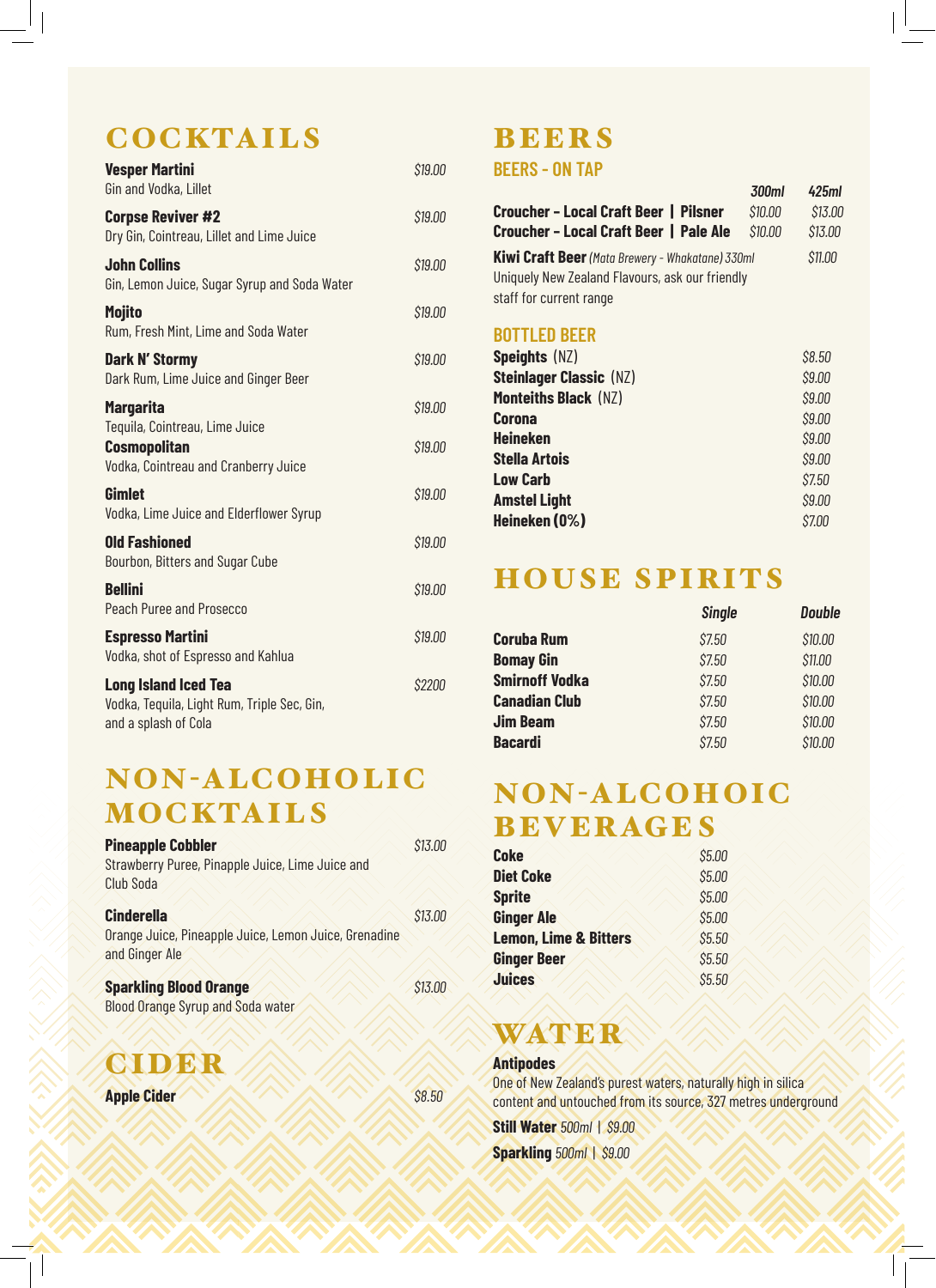# COCKTAILS

**Vesper Martini** *$19.00*
Gin and Vodka, Lillet

**Corpse Reviver #2** *$19.00*
Dry Gin, Cointreau, Lillet and Lime Juice

**John Collins** *$19.00*
Gin, Lemon Juice, Sugar Syrup and Soda Water

**Mojito** *$19.00*
Rum, Fresh Mint, Lime and Soda Water

**Dark N' Stormy** *$19.00*
Dark Rum, Lime Juice and Ginger Beer

**Margarita** *$19.00*
Tequila, Cointreau, Lime Juice

**Cosmopolitan** *$19.00*
Vodka, Cointreau and Cranberry Juice

**Gimlet** *$19.00*
Vodka, Lime Juice and Elderflower Syrup

**Old Fashioned** *$19.00*
Bourbon, Bitters and Sugar Cube

**Bellini** *$19.00*
Peach Puree and Prosecco

**Espresso Martini** *$19.00*
Vodka, shot of Espresso and Kahlua

**Long Island Iced Tea** *$2200*
Vodka, Tequila, Light Rum, Triple Sec, Gin, and a splash of Cola

# NON-ALCOHOLIC MOCKTAILS

**Pineapple Cobbler** *$13.00*
Strawberry Puree, Pinapple Juice, Lime Juice and Club Soda

**Cinderella** *$13.00*
Orange Juice, Pineapple Juice, Lemon Juice, Grenadine and Ginger Ale

**Sparkling Blood Orange** *$13.00*
Blood Orange Syrup and Soda water

# CIDER

**Apple Cider** *$8.50*

# BEERS

## BEERS - ON TAP

| | 300ml | 425ml |
|---|---|---|
| **Croucher - Local Craft Beer \| Pilsner** | $10.00 | $13.00 |
| **Croucher - Local Craft Beer \| Pale Ale** | $10.00 | $13.00 |

**Kiwi Craft Beer** *(Mata Brewery - Whakatane) 330ml* *$11.00*
Uniquely New Zealand Flavours, ask our friendly staff for current range

## BOTTLED BEER

| | |
|---|---|
| **Speights** (NZ) | $8.50 |
| **Steinlager Classic** (NZ) | $9.00 |
| **Monteiths Black** (NZ) | $9.00 |
| **Corona** | $9.00 |
| **Heineken** | $9.00 |
| **Stella Artois** | $9.00 |
| **Low Carb** | $7.50 |
| **Amstel Light** | $9.00 |
| **Heineken (0%)** | $7.00 |

# HOUSE SPIRITS

| | Single | Double |
|---|---|---|
| **Coruba Rum** | $7.50 | $10.00 |
| **Bomay Gin** | $7.50 | $11.00 |
| **Smirnoff Vodka** | $7.50 | $10.00 |
| **Canadian Club** | $7.50 | $10.00 |
| **Jim Beam** | $7.50 | $10.00 |
| **Bacardi** | $7.50 | $10.00 |

# NON-ALCOHOIC BEVERAGES

| | |
|---|---|
| **Coke** | $5.00 |
| **Diet Coke** | $5.00 |
| **Sprite** | $5.00 |
| **Ginger Ale** | $5.00 |
| **Lemon, Lime & Bitters** | $5.50 |
| **Ginger Beer** | $5.50 |
| **Juices** | $5.50 |

# WATER

**Antipodes**
One of New Zealand's purest waters, naturally high in silica content and untouched from its source, 327 metres underground

**Still Water** *500ml | $9.00*

**Sparkling** *500ml | $9.00*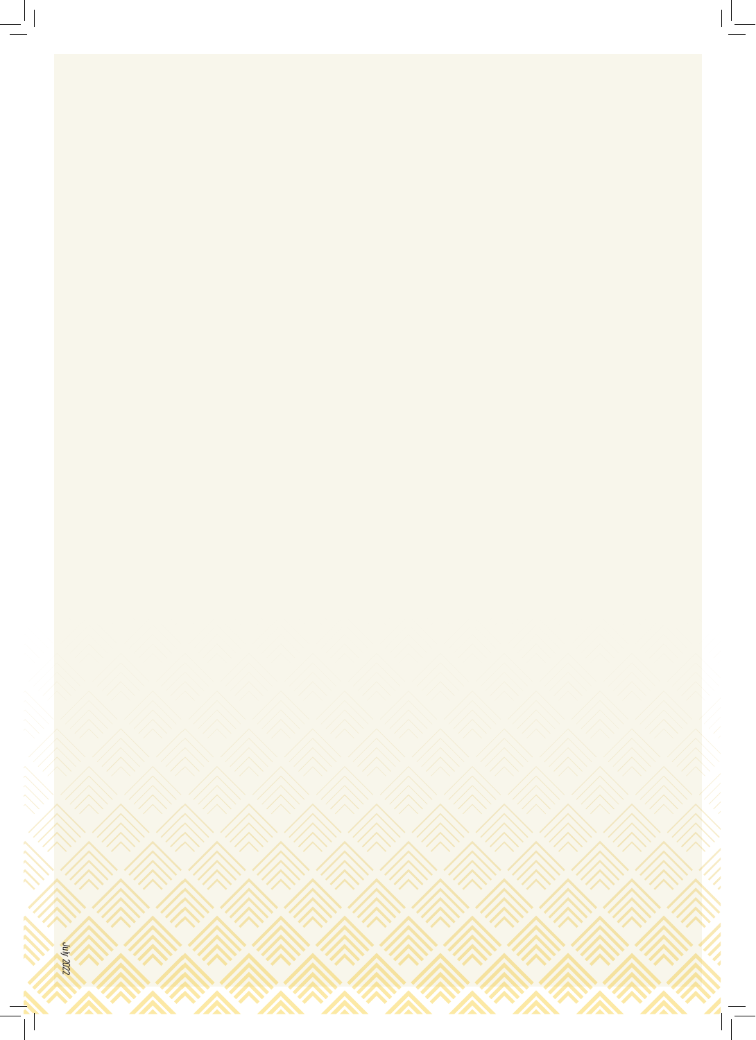July 2022